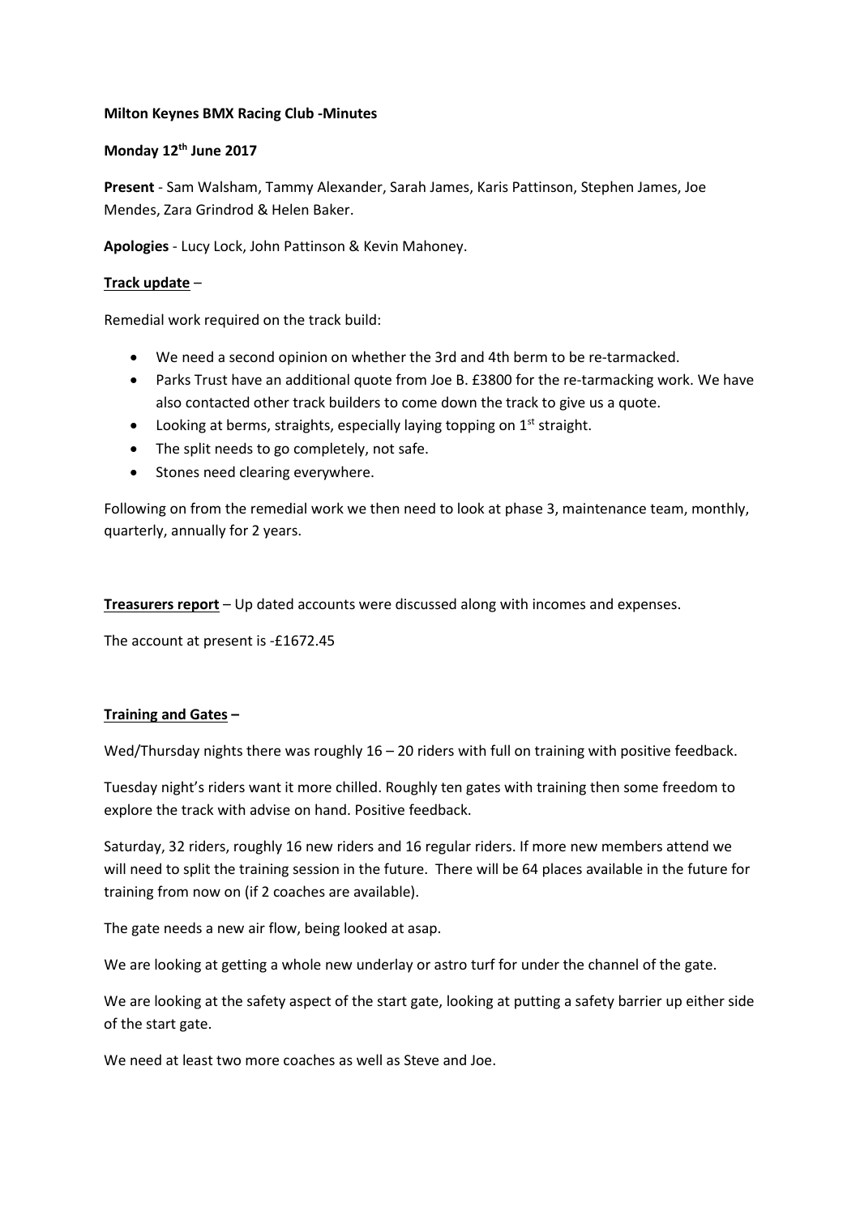**Milton Keynes BMX Racing Club -Minutes**

**Monday 12th June 2017**

**Present** - Sam Walsham, Tammy Alexander, Sarah James, Karis Pattinson, Stephen James, Joe Mendes, Zara Grindrod & Helen Baker.

**Apologies** - Lucy Lock, John Pattinson & Kevin Mahoney.

**<u>Track update</u>** –

Remedial work required on the track build:

- We need a second opinion on whether the 3rd and 4th berm to be re-tarmacked.
- Parks Trust have an additional quote from Joe B. £3800 for the re-tarmacking work. We have also contacted other track builders to come down the track to give us a quote.
- Looking at berms, straights, especially laying topping on 1st straight.
- The split needs to go completely, not safe.
- Stones need clearing everywhere.

Following on from the remedial work we then need to look at phase 3, maintenance team, monthly, quarterly, annually for 2 years.

**<u>Treasurers report</u>** – Up dated accounts were discussed along with incomes and expenses.

The account at present is -£1672.45

**<u>Training and Gates</u> –**

Wed/Thursday nights there was roughly 16 – 20 riders with full on training with positive feedback.

Tuesday night's riders want it more chilled. Roughly ten gates with training then some freedom to explore the track with advise on hand. Positive feedback.

Saturday, 32 riders, roughly 16 new riders and 16 regular riders. If more new members attend we will need to split the training session in the future. There will be 64 places available in the future for training from now on (if 2 coaches are available).

The gate needs a new air flow, being looked at asap.

We are looking at getting a whole new underlay or astro turf for under the channel of the gate.

We are looking at the safety aspect of the start gate, looking at putting a safety barrier up either side of the start gate.

We need at least two more coaches as well as Steve and Joe.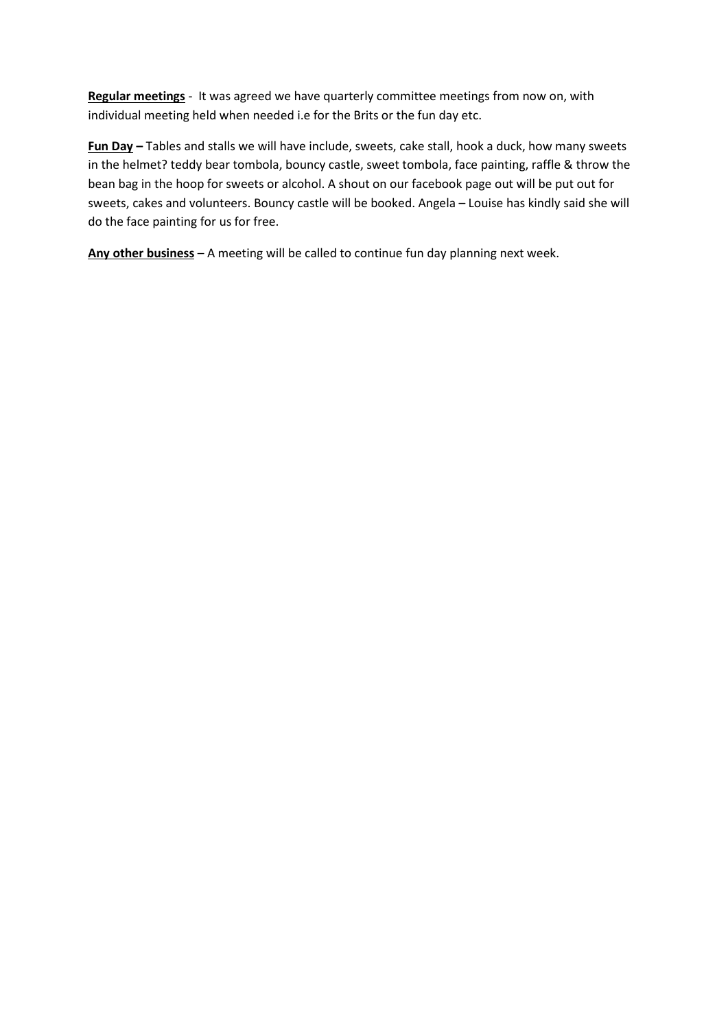**<u>Regular meetings</u>** - It was agreed we have quarterly committee meetings from now on, with individual meeting held when needed i.e for the Brits or the fun day etc.

**<u>Fun Day</u> –** Tables and stalls we will have include, sweets, cake stall, hook a duck, how many sweets in the helmet? teddy bear tombola, bouncy castle, sweet tombola, face painting, raffle & throw the bean bag in the hoop for sweets or alcohol. A shout on our facebook page out will be put out for sweets, cakes and volunteers. Bouncy castle will be booked. Angela – Louise has kindly said she will do the face painting for us for free.

**<u>Any other business</u>** – A meeting will be called to continue fun day planning next week.